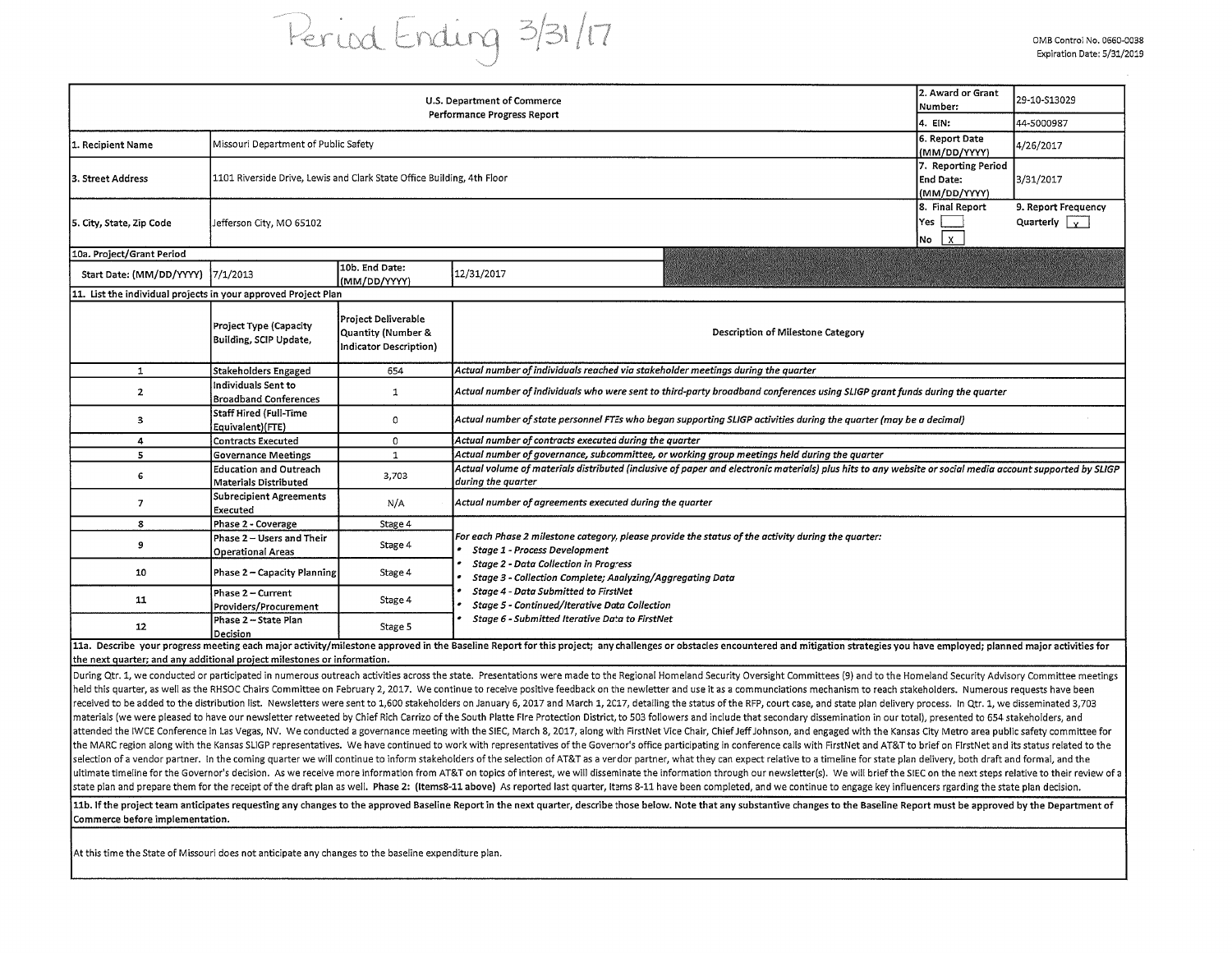Period Ending 3/31/17

OMB Control No. 0660-0038
Expiration Date: 5/31/2019

| U.S. Department of Commerce Performance Progress Report | | 2. Award or Grant Number: | 29-10-S13029 |
|---|---|---|---|
| | | 4. EIN: | 44-5000987 |
| 1. Recipient Name | Missouri Department of Public Safety | 6. Report Date (MM/DD/YYYY) | 4/26/2017 |
| 3. Street Address | 1101 Riverside Drive, Lewis and Clark State Office Building, 4th Floor | 7. Reporting Period End Date: (MM/DD/YYYY) | 3/31/2017 |
| 5. City, State, Zip Code | Jefferson City, MO 65102 | 8. Final Report Yes [ ] No [X] | 9. Report Frequency Quarterly [X] |

**10a. Project/Grant Period**

| Start Date: (MM/DD/YYYY) | 7/1/2013 | 10b. End Date: (MM/DD/YYYY) | 12/31/2017 |
|---|---|---|---|

**11. List the individual projects in your approved Project Plan**

| | Project Type (Capacity Building, SCIP Update, | Project Deliverable Quantity (Number & Indicator Description) | Description of Milestone Category |
|---|---|---|---|
| 1 | Stakeholders Engaged | 654 | *Actual number of individuals reached via stakeholder meetings during the quarter* |
| 2 | Individuals Sent to Broadband Conferences | 1 | *Actual number of individuals who were sent to third-party broadband conferences using SLIGP grant funds during the quarter* |
| 3 | Staff Hired (Full-Time Equivalent)(FTE) | 0 | *Actual number of state personnel FTEs who began supporting SLIGP activities during the quarter (may be a decimal)* |
| 4 | Contracts Executed | 0 | *Actual number of contracts executed during the quarter* |
| 5 | Governance Meetings | 1 | *Actual number of governance, subcommittee, or working group meetings held during the quarter* |
| 6 | Education and Outreach Materials Distributed | 3,703 | *Actual volume of materials distributed (inclusive of paper and electronic materials) plus hits to any website or social media account supported by SLIGP during the quarter* |
| 7 | Subrecipient Agreements Executed | N/A | *Actual number of agreements executed during the quarter* |
| 8 | Phase 2 - Coverage | Stage 4 | *For each Phase 2 milestone category, please provide the status of the activity during the quarter:* • *Stage 1 - Process Development* • *Stage 2 - Data Collection in Progress* • *Stage 3 - Collection Complete; Analyzing/Aggregating Data* • *Stage 4 - Data Submitted to FirstNet* • *Stage 5 - Continued/Iterative Data Collection* • *Stage 6 - Submitted Iterative Data to FirstNet* |
| 9 | Phase 2 – Users and Their Operational Areas | Stage 4 | |
| 10 | Phase 2 – Capacity Planning | Stage 4 | |
| 11 | Phase 2 – Current Providers/Procurement | Stage 4 | |
| 12 | Phase 2 – State Plan Decision | Stage 5 | |

**11a. Describe your progress meeting each major activity/milestone approved in the Baseline Report for this project; any challenges or obstacles encountered and mitigation strategies you have employed; planned major activities for the next quarter; and any additional project milestones or information.**

During Qtr. 1, we conducted or participated in numerous outreach activities across the state. Presentations were made to the Regional Homeland Security Oversight Committees (9) and to the Homeland Security Advisory Committee meetings held this quarter, as well as the RHSOC Chairs Committee on February 2, 2017. We continue to receive positive feedback on the newsletter and use it as a communciations mechanism to reach stakeholders. Numerous requests have been received to be added to the distribution list. Newsletters were sent to 1,600 stakeholders on January 6, 2017 and March 1, 2017, detailing the status of the RFP, court case, and state plan delivery process. In Qtr. 1, we disseminated 3,703 materials (we were pleased to have our newsletter retweeted by Chief Rich Carrizo of the South Platte Fire Protection District, to 503 followers and include that secondary dissemination in our total), presented to 654 stakeholders, and attended the IWCE Conference in Las Vegas, NV. We conducted a governance meeting with the SIEC, March 8, 2017, along with FirstNet Vice Chair, Chief Jeff Johnson, and engaged with the Kansas City Metro area public safety committee for the MARC region along with the Kansas SLIGP representatives. We have continued to work with representatives of the Governor's office participating in conference calls with FirstNet and AT&T to brief on FirstNet and its status related to the selection of a vendor partner. In the coming quarter we will continue to inform stakeholders of the selection of AT&T as a vendor partner, what they can expect relative to a timeline for state plan delivery, both draft and formal, and the ultimate timeline for the Governor's decision. As we receive more information from AT&T on topics of interest, we will disseminate the information through our newsletter(s). We will brief the SIEC on the next steps relative to their review of a state plan and prepare them for the receipt of the draft plan as well. **Phase 2: (Items8-11 above)** As reported last quarter, Items 8-11 have been completed, and we continue to engage key influencers rgarding the state plan decision.

**11b. If the project team anticipates requesting any changes to the approved Baseline Report in the next quarter, describe those below. Note that any substantive changes to the Baseline Report must be approved by the Department of Commerce before implementation.**

At this time the State of Missouri does not anticipate any changes to the baseline expenditure plan.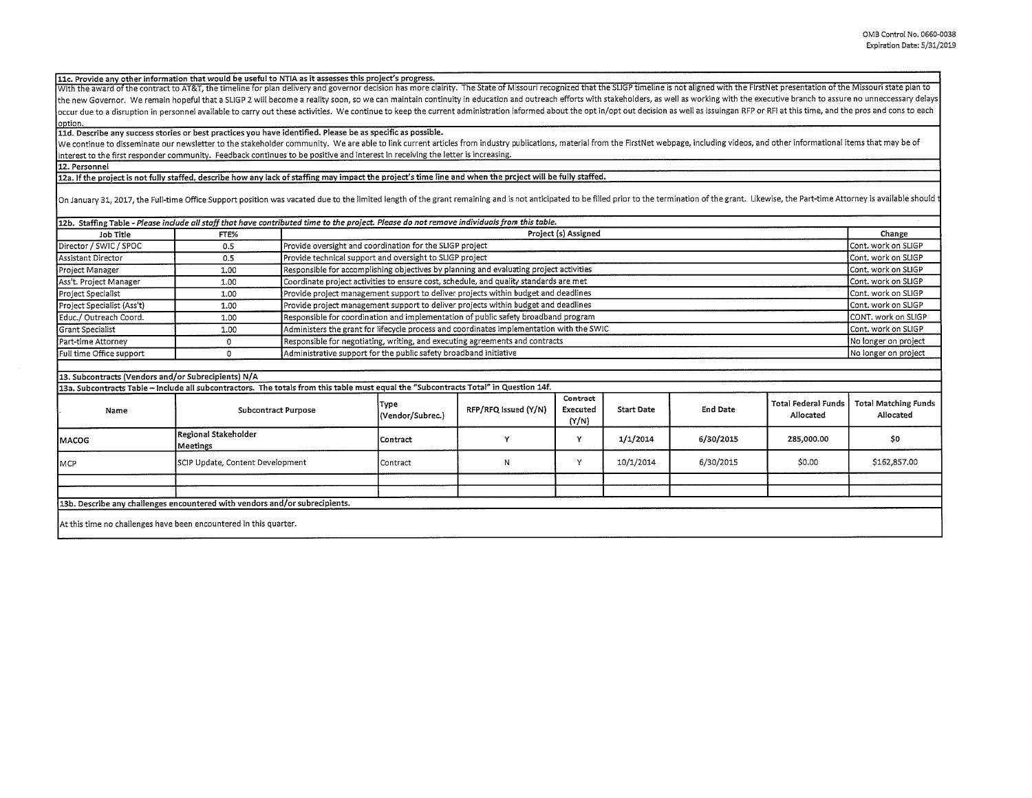**11c. Provide any other information that would be useful to NTIA as it assesses this project's progress.**

With the award of the contract to AT&T, the timeline for plan delivery and governor decision has more clairity. The State of Missouri recognized that the SLIGP timeline is not aligned with the FirstNet presentation of the Missouri state plan to the new Governor. We remain hopeful that a SLIGP 2 will become a reality soon, so we can maintain continuity in education and outreach efforts with stakeholders, as well as working with the executive branch to assure no unneccessary delays occur due to a disruption in personnel available to carry out these activities. We continue to keep the current administration informed about the opt in/opt out decision as well as issuingan RFP or RFI at this time, and the pros and cons to each option.

**11d. Describe any success stories or best practices you have identified. Please be as specific as possible.**

We continue to disseminate our newsletter to the stakeholder community. We are able to link current articles from industry publications, material from the FirstNet webpage, including videos, and other informational items that may be of interest to the first responder community. Feedback continues to be positive and interest in receiving the letter is increasing.

**12. Personnel**

**12a. If the project is not fully staffed, describe how any lack of staffing may impact the project's time line and when the project will be fully staffed.**

On January 31, 2017, the Full-time Office Support position was vacated due to the limited length of the grant remaining and is not anticipated to be filled prior to the termination of the grant. Likewise, the Part-time Attorney is available should t

**12b. Staffing Table** - *Please include all staff that have contributed time to the project. Please do not remove individuals from this table.*

| Job Title | FTE% | Project (s) Assigned | Change |
|---|---|---|---|
| Director / SWIC / SPOC | 0.5 | Provide oversight and coordination for the SLIGP project | Cont. work on SLIGP |
| Assistant Director | 0.5 | Provide technical support and oversight to SLIGP project | Cont. work on SLIGP |
| Project Manager | 1.00 | Responsible for accomplishing objectives by planning and evaluating project activities | Cont. work on SLIGP |
| Ass't. Project Manager | 1.00 | Coordinate project activities to ensure cost, schedule, and quality standards are met | Cont. work on SLIGP |
| Project Specialist | 1.00 | Provide project management support to deliver projects within budget and deadlines | Cont. work on SLIGP |
| Project Specialist (Ass't) | 1.00 | Provide project management support to deliver projects within budget and deadlines | Cont. work on SLIGP |
| Educ./ Outreach Coord. | 1.00 | Responsible for coordination and implementation of public safety broadband program | CONT. work on SLIGP |
| Grant Specialist | 1.00 | Administers the grant for lifecycle process and coordinates implementation with the SWIC | Cont. work on SLIGP |
| Part-time Attorney | 0 | Responsible for negotiating, writing, and executing agreements and contracts | No longer on project |
| Full time Office support | 0 | Administrative support for the public safety broadband initiative | No longer on project |

**13. Subcontracts (Vendors and/or Subrecipients) N/A**

**13a. Subcontracts Table – Include all subcontractors. The totals from this table must equal the "Subcontracts Total" in Question 14f.**

| Name | Subcontract Purpose | Type (Vendor/Subrec.) | RFP/RFQ Issued (Y/N) | Contract Executed (Y/N) | Start Date | End Date | Total Federal Funds Allocated | Total Matching Funds Allocated |
|---|---|---|---|---|---|---|---|---|
| MACOG | Regional Stakeholder Meetings | Contract | Y | Y | 1/1/2014 | 6/30/2015 | 285,000.00 | $0 |
| MCP | SCIP Update, Content Development | Contract | N | Y | 10/1/2014 | 6/30/2015 | $0.00 | $162,857.00 |
| | | | | | | | | |
| | | | | | | | | |

**13b. Describe any challenges encountered with vendors and/or subrecipients.**

At this time no challenges have been encountered in this quarter.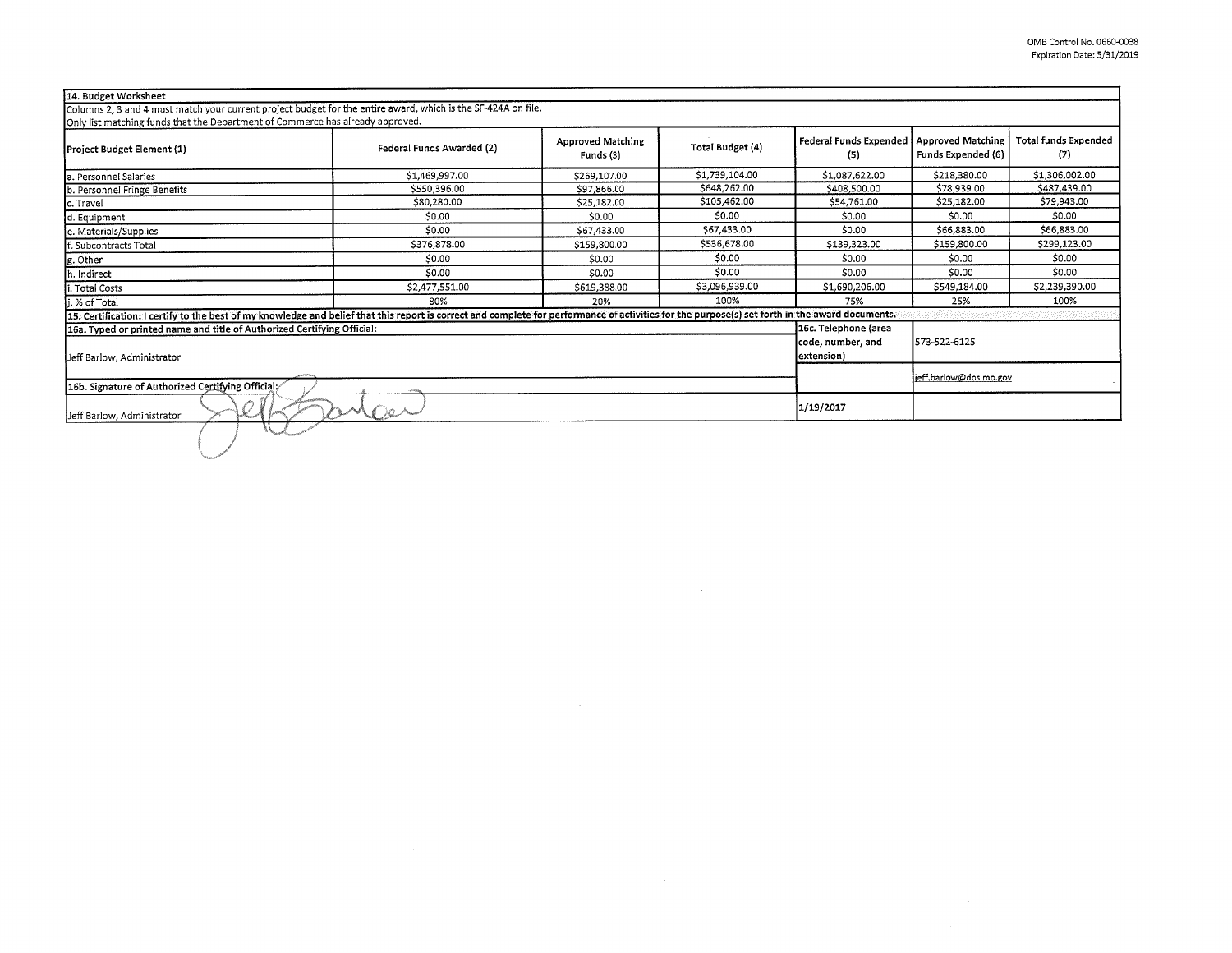OMB Control No. 0660-0038
Expiration Date: 5/31/2019

**14. Budget Worksheet**

Columns 2, 3 and 4 must match your current project budget for the entire award, which is the SF-424A on file.
Only list matching funds that the Department of Commerce has already approved.

| Project Budget Element (1) | Federal Funds Awarded (2) | Approved Matching Funds (3) | Total Budget (4) | Federal Funds Expended (5) | Approved Matching Funds Expended (6) | Total funds Expended (7) |
|---|---|---|---|---|---|---|
| a. Personnel Salaries | $1,469,997.00 | $269,107.00 | $1,739,104.00 | $1,087,622.00 | $218,380.00 | $1,306,002.00 |
| b. Personnel Fringe Benefits | $550,396.00 | $97,866.00 | $648,262.00 | $408,500.00 | $78,939.00 | $487,439.00 |
| c. Travel | $80,280.00 | $25,182.00 | $105,462.00 | $54,761.00 | $25,182.00 | $79,943.00 |
| d. Equipment | $0.00 | $0.00 | $0.00 | $0.00 | $0.00 | $0.00 |
| e. Materials/Supplies | $0.00 | $67,433.00 | $67,433.00 | $0.00 | $66,883.00 | $66,883.00 |
| f. Subcontracts Total | $376,878.00 | $159,800.00 | $536,678.00 | $139,323.00 | $159,800.00 | $299,123.00 |
| g. Other | $0.00 | $0.00 | $0.00 | $0.00 | $0.00 | $0.00 |
| h. Indirect | $0.00 | $0.00 | $0.00 | $0.00 | $0.00 | $0.00 |
| i. Total Costs | $2,477,551.00 | $619,388.00 | $3,096,939.00 | $1,690,206.00 | $549,184.00 | $2,239,390.00 |
| j. % of Total | 80% | 20% | 100% | 75% | 25% | 100% |

**15. Certification: I certify to the best of my knowledge and belief that this report is correct and complete for performance of activities for the purpose(s) set forth in the award documents.**

| | | |
|---|---|---|
| **16a. Typed or printed name and title of Authorized Certifying Official:** Jeff Barlow, Administrator | 16c. Telephone (area code, number, and extension) | 573-522-6125 |
| | | jeff.barlow@dps.mo.gov |
| **16b. Signature of Authorized Certifying Official:** Jeff Barlow, Administrator | 1/19/2017 | |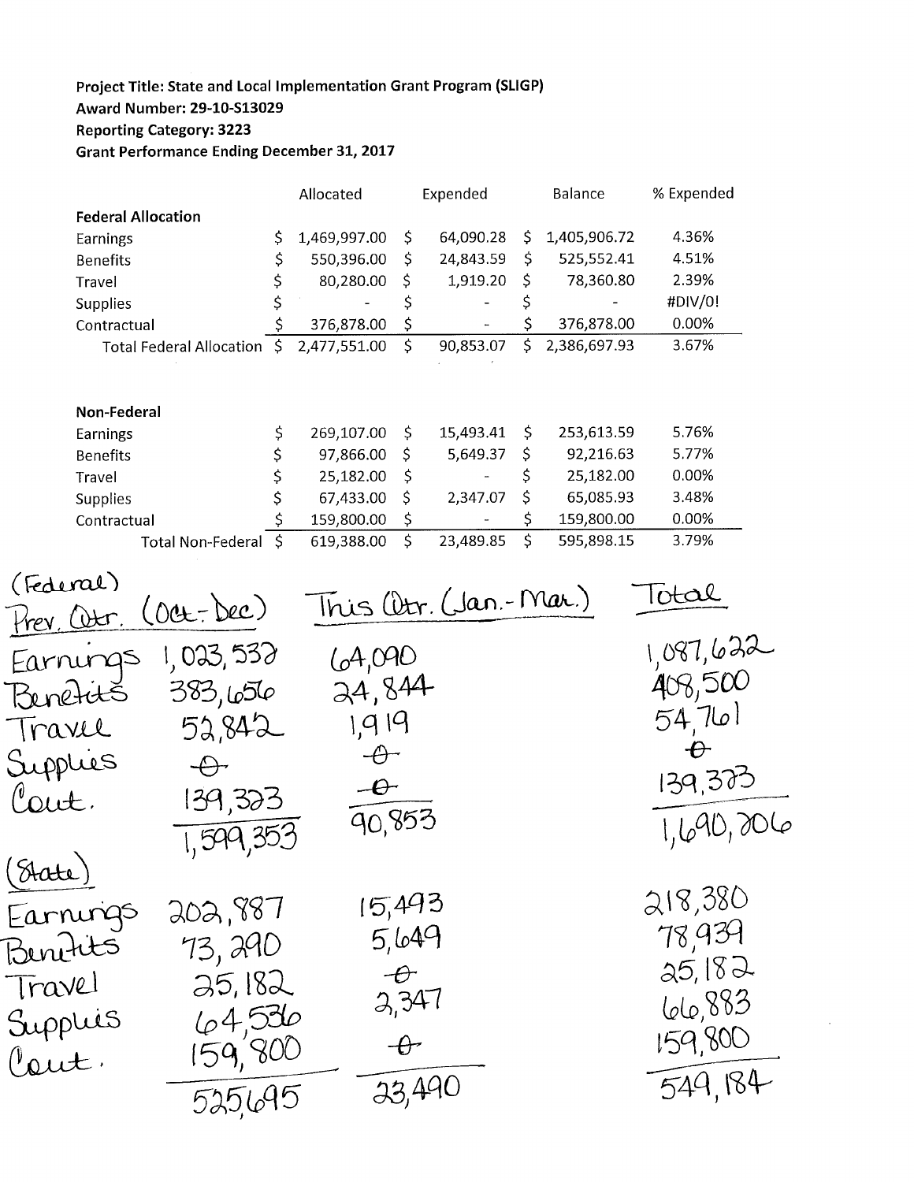**Project Title: State and Local Implementation Grant Program (SLIGP)**
**Award Number: 29-10-S13029**
**Reporting Category: 3223**
**Grant Performance Ending December 31, 2017**

| | Allocated | Expended | Balance | % Expended |
|---|---|---|---|---|
| **Federal Allocation** | | | | |
| Earnings | $ 1,469,997.00 | $ 64,090.28 | $ 1,405,906.72 | 4.36% |
| Benefits | $ 550,396.00 | $ 24,843.59 | $ 525,552.41 | 4.51% |
| Travel | $ 80,280.00 | $ 1,919.20 | $ 78,360.80 | 2.39% |
| Supplies | $ - | $ - | $ - | #DIV/0! |
| Contractual | $ 376,878.00 | $ - | $ 376,878.00 | 0.00% |
| Total Federal Allocation | $ 2,477,551.00 | $ 90,853.07 | $ 2,386,697.93 | 3.67% |
| | | | | |
| **Non-Federal** | | | | |
| Earnings | $ 269,107.00 | $ 15,493.41 | $ 253,613.59 | 5.76% |
| Benefits | $ 97,866.00 | $ 5,649.37 | $ 92,216.63 | 5.77% |
| Travel | $ 25,182.00 | $ - | $ 25,182.00 | 0.00% |
| Supplies | $ 67,433.00 | $ 2,347.07 | $ 65,085.93 | 3.48% |
| Contractual | $ 159,800.00 | $ - | $ 159,800.00 | 0.00% |
| Total Non-Federal | $ 619,388.00 | $ 23,489.85 | $ 595,898.15 | 3.79% |

| (Federal) | Prev. Qtr. (Oct-Dec) | This Qtr. (Jan.-Mar.) | Total |
|---|---|---|---|
| Earnings | 1,023,532 | 64,090 | 1,087,622 |
| Benefits | 383,656 | 24,844 | 408,500 |
| Travel | 52,842 | 1,919 | 54,761 |
| Supplies | -0- | -0- | -0- |
| Cont. | 139,323 | -0- | 139,323 |
| | 1,599,353 | 90,853 | 1,690,206 |
| **(State)** | | | |
| Earnings | 202,887 | 15,493 | 218,380 |
| Benefits | 73,290 | 5,649 | 78,939 |
| Travel | 25,182 | -0- | 25,182 |
| Supplies | 64,536 | 2,347 | 66,883 |
| Cont. | 159,800 | -0- | 159,800 |
| | 525,695 | 23,490 | 549,184 |